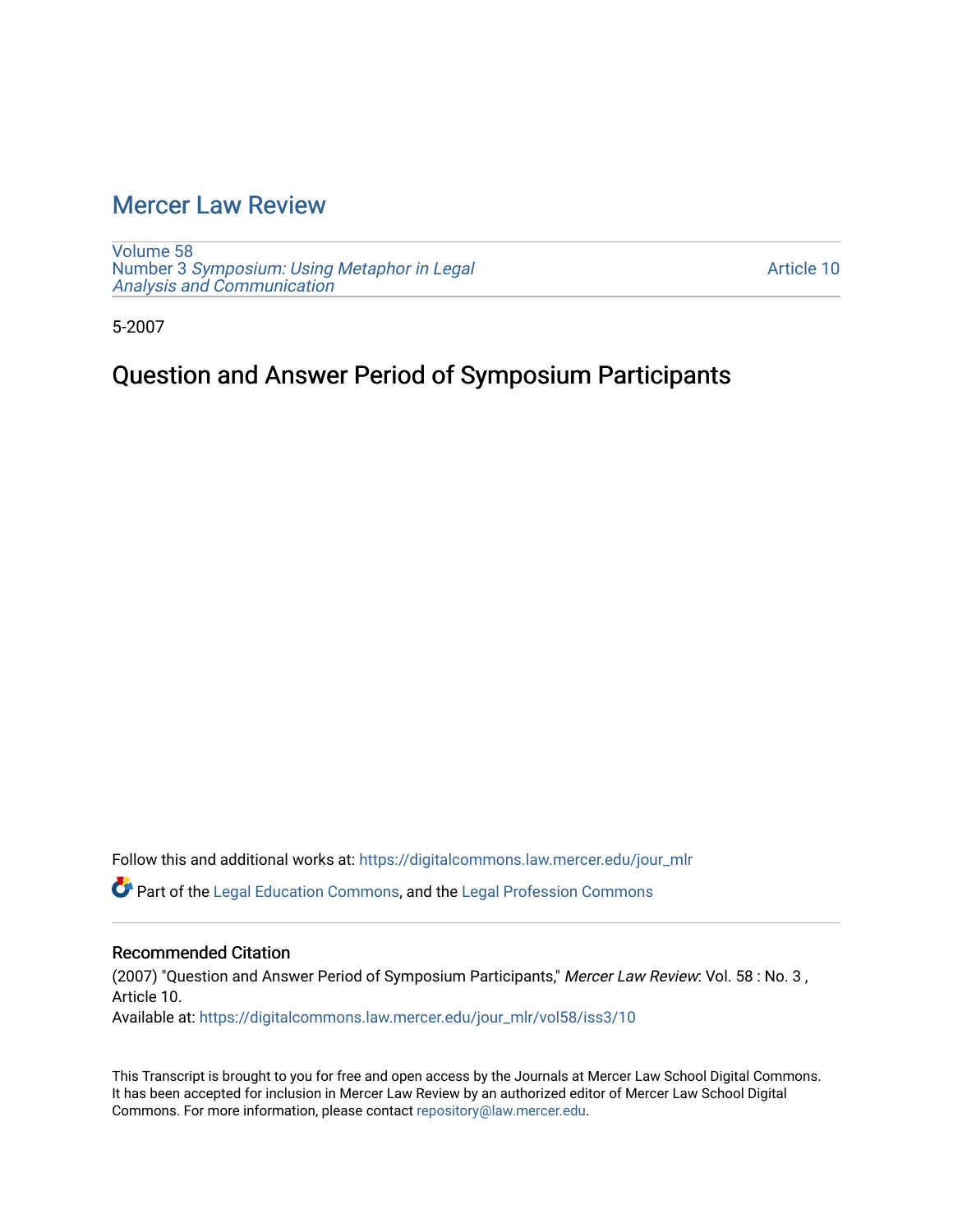# Mercer Law Review

Volume 58
Number 3 *Symposium: Using Metaphor in Legal Analysis and Communication*

Article 10

5-2007

## Question and Answer Period of Symposium Participants

Follow this and additional works at: https://digitalcommons.law.mercer.edu/jour_mlr

Part of the Legal Education Commons, and the Legal Profession Commons

### Recommended Citation

(2007) "Question and Answer Period of Symposium Participants," *Mercer Law Review*: Vol. 58 : No. 3 , Article 10.
Available at: https://digitalcommons.law.mercer.edu/jour_mlr/vol58/iss3/10

This Transcript is brought to you for free and open access by the Journals at Mercer Law School Digital Commons. It has been accepted for inclusion in Mercer Law Review by an authorized editor of Mercer Law School Digital Commons. For more information, please contact repository@law.mercer.edu.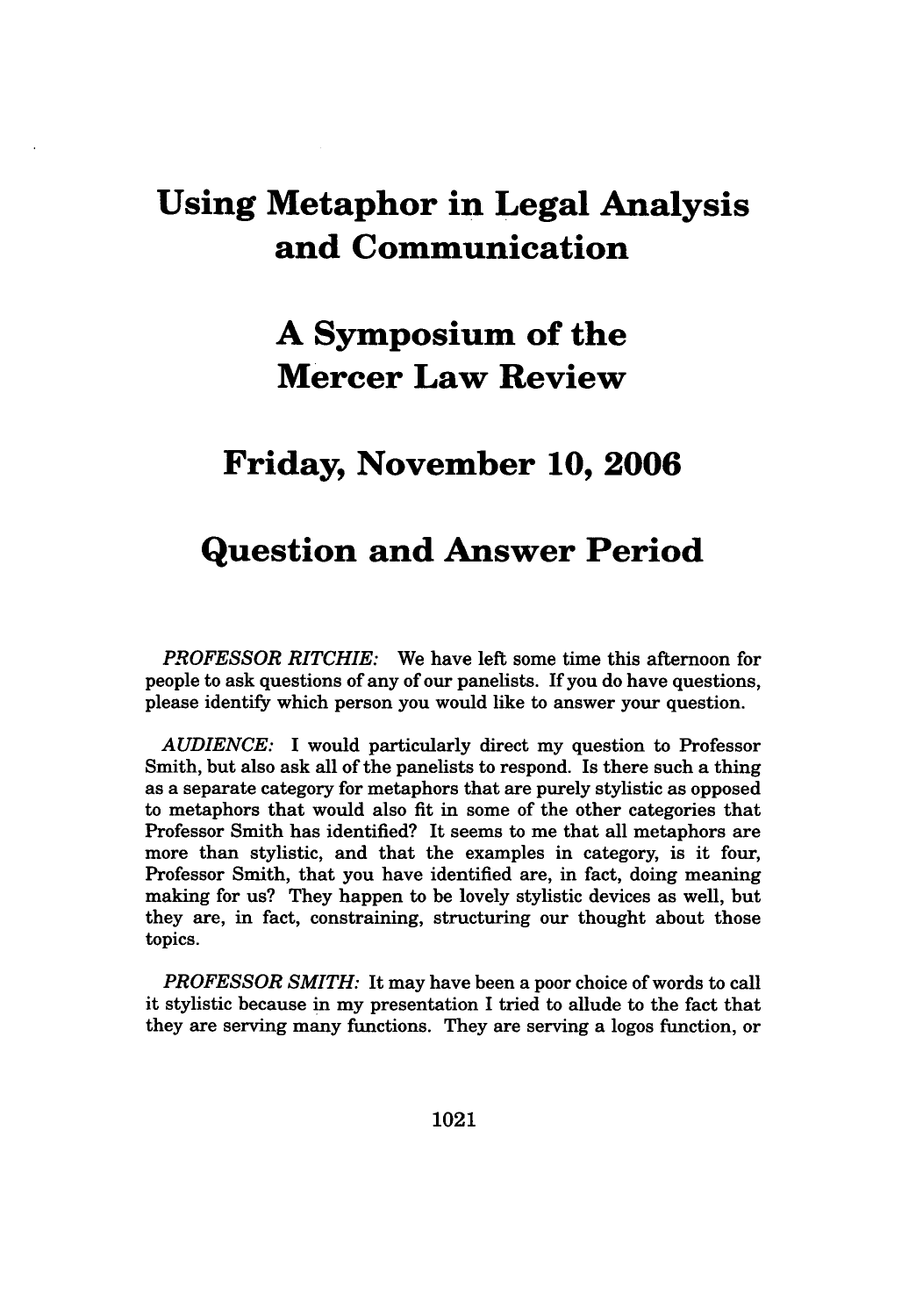# Using Metaphor in Legal Analysis and Communication

# A Symposium of the Mercer Law Review

# Friday, November 10, 2006

# Question and Answer Period

*PROFESSOR RITCHIE:* We have left some time this afternoon for people to ask questions of any of our panelists. If you do have questions, please identify which person you would like to answer your question.

*AUDIENCE:* I would particularly direct my question to Professor Smith, but also ask all of the panelists to respond. Is there such a thing as a separate category for metaphors that are purely stylistic as opposed to metaphors that would also fit in some of the other categories that Professor Smith has identified? It seems to me that all metaphors are more than stylistic, and that the examples in category, is it four, Professor Smith, that you have identified are, in fact, doing meaning making for us? They happen to be lovely stylistic devices as well, but they are, in fact, constraining, structuring our thought about those topics.

*PROFESSOR SMITH:* It may have been a poor choice of words to call it stylistic because in my presentation I tried to allude to the fact that they are serving many functions. They are serving a logos function, or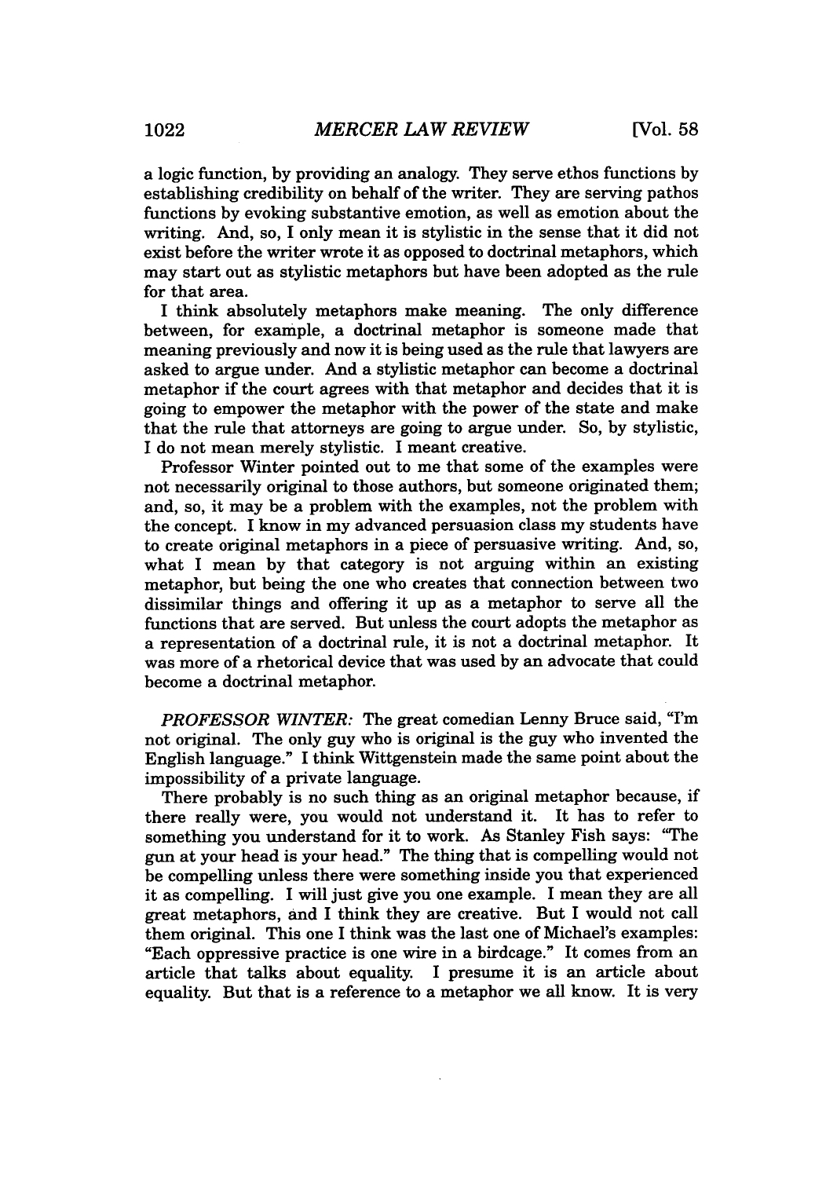a logic function, by providing an analogy. They serve ethos functions by establishing credibility on behalf of the writer. They are serving pathos functions by evoking substantive emotion, as well as emotion about the writing. And, so, I only mean it is stylistic in the sense that it did not exist before the writer wrote it as opposed to doctrinal metaphors, which may start out as stylistic metaphors but have been adopted as the rule for that area.

I think absolutely metaphors make meaning. The only difference between, for example, a doctrinal metaphor is someone made that meaning previously and now it is being used as the rule that lawyers are asked to argue under. And a stylistic metaphor can become a doctrinal metaphor if the court agrees with that metaphor and decides that it is going to empower the metaphor with the power of the state and make that the rule that attorneys are going to argue under. So, by stylistic, I do not mean merely stylistic. I meant creative.

Professor Winter pointed out to me that some of the examples were not necessarily original to those authors, but someone originated them; and, so, it may be a problem with the examples, not the problem with the concept. I know in my advanced persuasion class my students have to create original metaphors in a piece of persuasive writing. And, so, what I mean by that category is not arguing within an existing metaphor, but being the one who creates that connection between two dissimilar things and offering it up as a metaphor to serve all the functions that are served. But unless the court adopts the metaphor as a representation of a doctrinal rule, it is not a doctrinal metaphor. It was more of a rhetorical device that was used by an advocate that could become a doctrinal metaphor.

*PROFESSOR WINTER:* The great comedian Lenny Bruce said, "I'm not original. The only guy who is original is the guy who invented the English language." I think Wittgenstein made the same point about the impossibility of a private language.

There probably is no such thing as an original metaphor because, if there really were, you would not understand it. It has to refer to something you understand for it to work. As Stanley Fish says: "The gun at your head is your head." The thing that is compelling would not be compelling unless there were something inside you that experienced it as compelling. I will just give you one example. I mean they are all great metaphors, and I think they are creative. But I would not call them original. This one I think was the last one of Michael's examples: "Each oppressive practice is one wire in a birdcage." It comes from an article that talks about equality. I presume it is an article about equality. But that is a reference to a metaphor we all know. It is very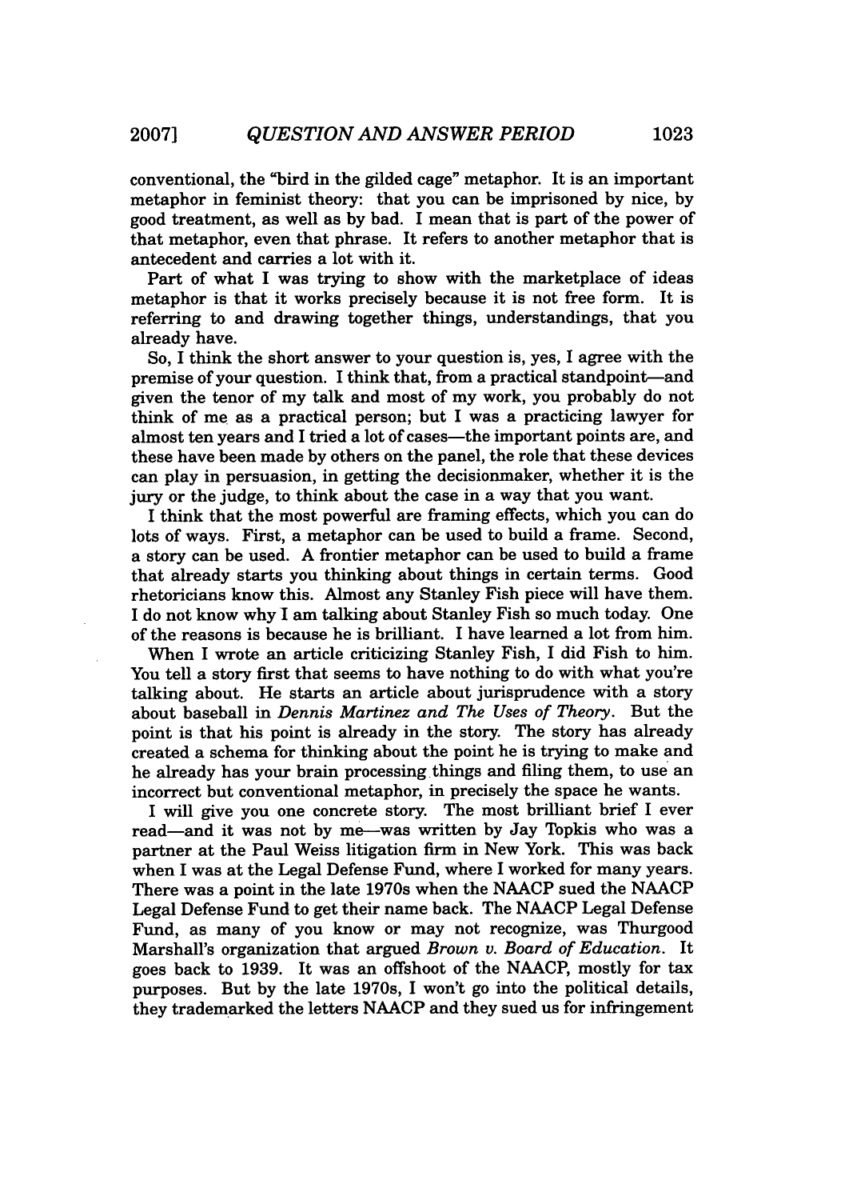conventional, the "bird in the gilded cage" metaphor. It is an important metaphor in feminist theory: that you can be imprisoned by nice, by good treatment, as well as by bad. I mean that is part of the power of that metaphor, even that phrase. It refers to another metaphor that is antecedent and carries a lot with it.

Part of what I was trying to show with the marketplace of ideas metaphor is that it works precisely because it is not free form. It is referring to and drawing together things, understandings, that you already have.

So, I think the short answer to your question is, yes, I agree with the premise of your question. I think that, from a practical standpoint—and given the tenor of my talk and most of my work, you probably do not think of me as a practical person; but I was a practicing lawyer for almost ten years and I tried a lot of cases—the important points are, and these have been made by others on the panel, the role that these devices can play in persuasion, in getting the decisionmaker, whether it is the jury or the judge, to think about the case in a way that you want.

I think that the most powerful are framing effects, which you can do lots of ways. First, a metaphor can be used to build a frame. Second, a story can be used. A frontier metaphor can be used to build a frame that already starts you thinking about things in certain terms. Good rhetoricians know this. Almost any Stanley Fish piece will have them. I do not know why I am talking about Stanley Fish so much today. One of the reasons is because he is brilliant. I have learned a lot from him.

When I wrote an article criticizing Stanley Fish, I did Fish to him. You tell a story first that seems to have nothing to do with what you're talking about. He starts an article about jurisprudence with a story about baseball in *Dennis Martinez and The Uses of Theory*. But the point is that his point is already in the story. The story has already created a schema for thinking about the point he is trying to make and he already has your brain processing things and filing them, to use an incorrect but conventional metaphor, in precisely the space he wants.

I will give you one concrete story. The most brilliant brief I ever read—and it was not by me—was written by Jay Topkis who was a partner at the Paul Weiss litigation firm in New York. This was back when I was at the Legal Defense Fund, where I worked for many years. There was a point in the late 1970s when the NAACP sued the NAACP Legal Defense Fund to get their name back. The NAACP Legal Defense Fund, as many of you know or may not recognize, was Thurgood Marshall's organization that argued *Brown v. Board of Education*. It goes back to 1939. It was an offshoot of the NAACP, mostly for tax purposes. But by the late 1970s, I won't go into the political details, they trademarked the letters NAACP and they sued us for infringement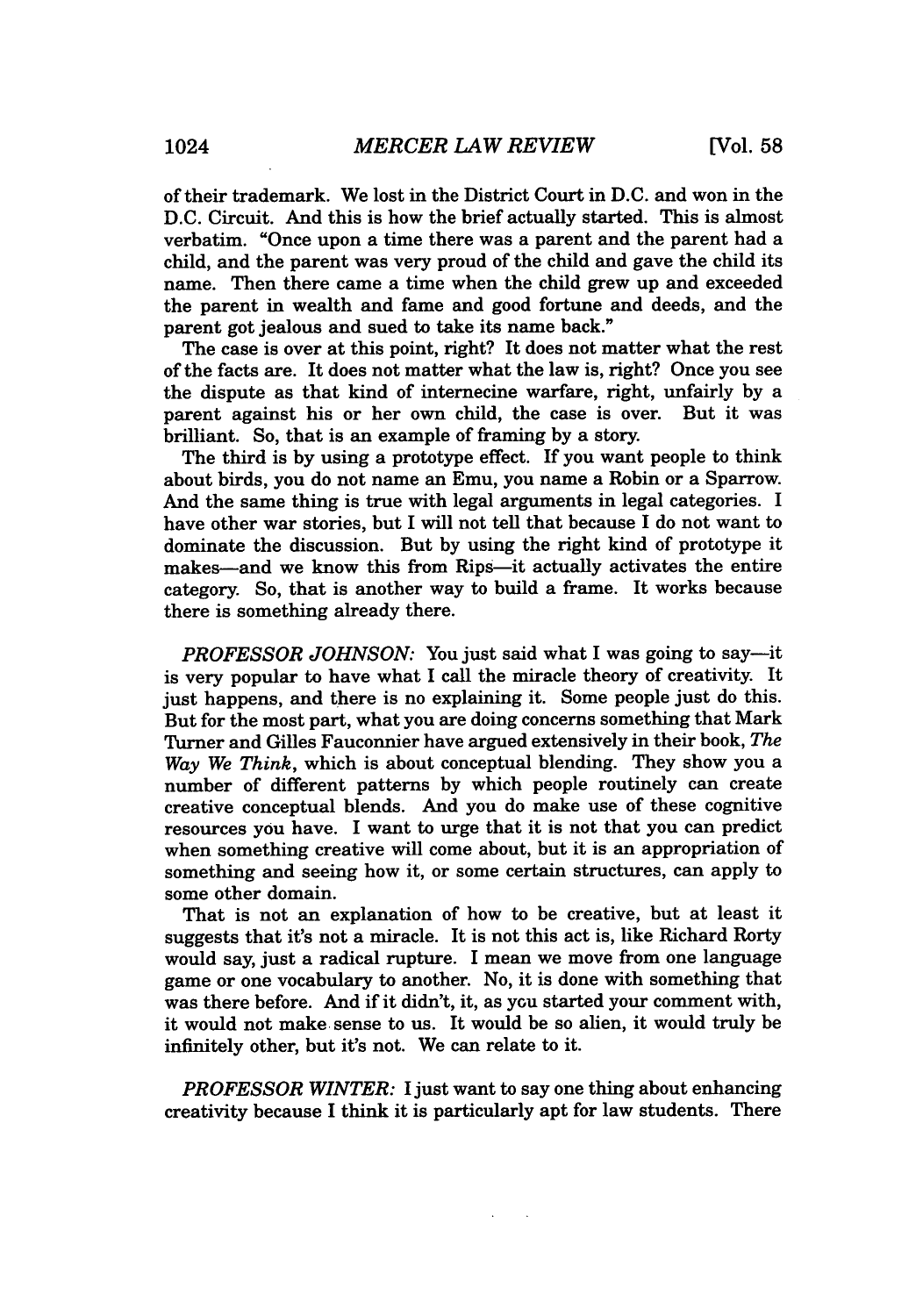of their trademark. We lost in the District Court in D.C. and won in the D.C. Circuit. And this is how the brief actually started. This is almost verbatim. "Once upon a time there was a parent and the parent had a child, and the parent was very proud of the child and gave the child its name. Then there came a time when the child grew up and exceeded the parent in wealth and fame and good fortune and deeds, and the parent got jealous and sued to take its name back."

The case is over at this point, right? It does not matter what the rest of the facts are. It does not matter what the law is, right? Once you see the dispute as that kind of internecine warfare, right, unfairly by a parent against his or her own child, the case is over. But it was brilliant. So, that is an example of framing by a story.

The third is by using a prototype effect. If you want people to think about birds, you do not name an Emu, you name a Robin or a Sparrow. And the same thing is true with legal arguments in legal categories. I have other war stories, but I will not tell that because I do not want to dominate the discussion. But by using the right kind of prototype it makes—and we know this from Rips—it actually activates the entire category. So, that is another way to build a frame. It works because there is something already there.

*PROFESSOR JOHNSON:* You just said what I was going to say—it is very popular to have what I call the miracle theory of creativity. It just happens, and there is no explaining it. Some people just do this. But for the most part, what you are doing concerns something that Mark Turner and Gilles Fauconnier have argued extensively in their book, *The Way We Think*, which is about conceptual blending. They show you a number of different patterns by which people routinely can create creative conceptual blends. And you do make use of these cognitive resources you have. I want to urge that it is not that you can predict when something creative will come about, but it is an appropriation of something and seeing how it, or some certain structures, can apply to some other domain.

That is not an explanation of how to be creative, but at least it suggests that it's not a miracle. It is not this act is, like Richard Rorty would say, just a radical rupture. I mean we move from one language game or one vocabulary to another. No, it is done with something that was there before. And if it didn't, it, as you started your comment with, it would not make sense to us. It would be so alien, it would truly be infinitely other, but it's not. We can relate to it.

*PROFESSOR WINTER:* I just want to say one thing about enhancing creativity because I think it is particularly apt for law students. There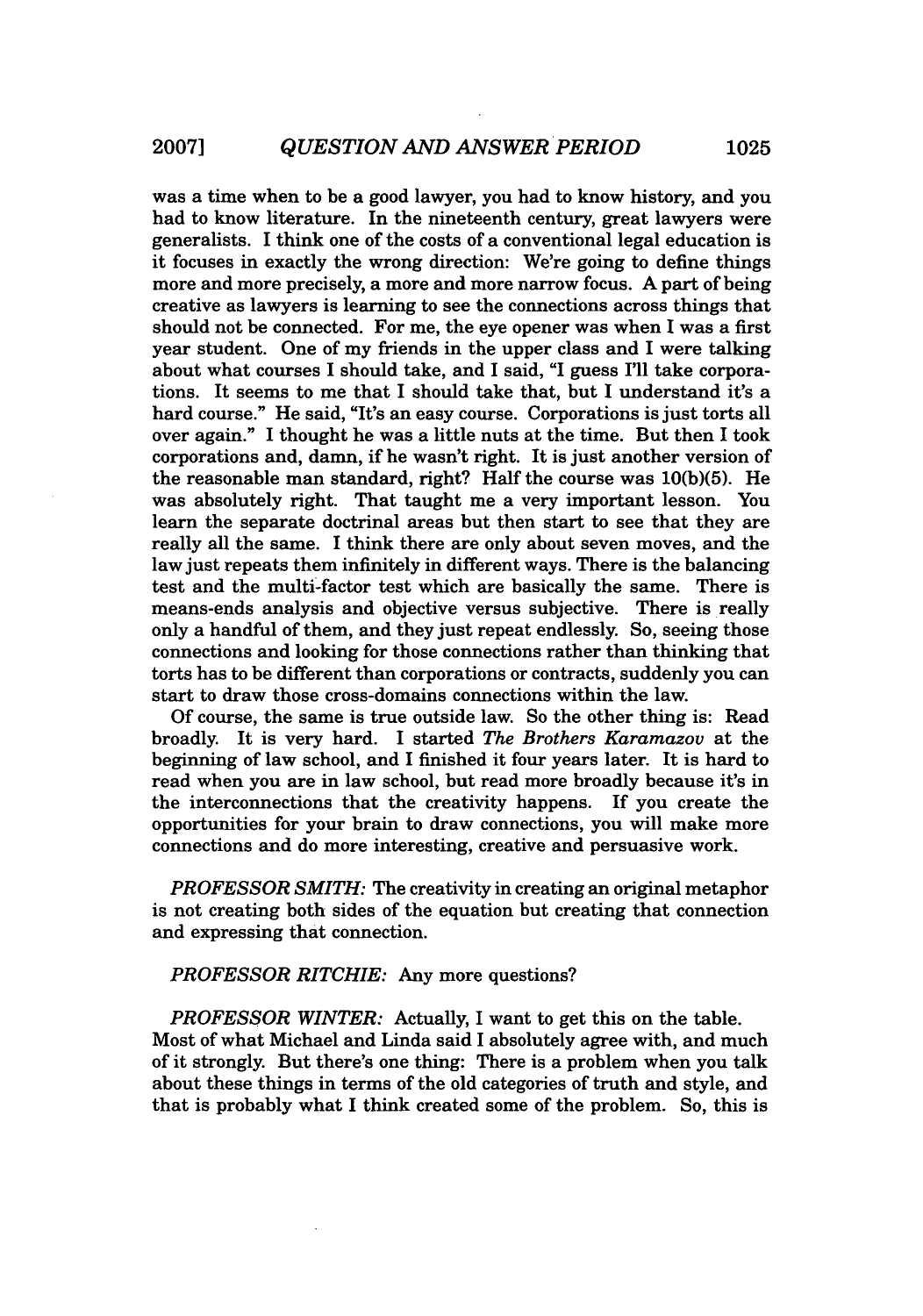was a time when to be a good lawyer, you had to know history, and you had to know literature. In the nineteenth century, great lawyers were generalists. I think one of the costs of a conventional legal education is it focuses in exactly the wrong direction: We're going to define things more and more precisely, a more and more narrow focus. A part of being creative as lawyers is learning to see the connections across things that should not be connected. For me, the eye opener was when I was a first year student. One of my friends in the upper class and I were talking about what courses I should take, and I said, "I guess I'll take corporations. It seems to me that I should take that, but I understand it's a hard course." He said, "It's an easy course. Corporations is just torts all over again." I thought he was a little nuts at the time. But then I took corporations and, damn, if he wasn't right. It is just another version of the reasonable man standard, right? Half the course was 10(b)(5). He was absolutely right. That taught me a very important lesson. You learn the separate doctrinal areas but then start to see that they are really all the same. I think there are only about seven moves, and the law just repeats them infinitely in different ways. There is the balancing test and the multi-factor test which are basically the same. There is means-ends analysis and objective versus subjective. There is really only a handful of them, and they just repeat endlessly. So, seeing those connections and looking for those connections rather than thinking that torts has to be different than corporations or contracts, suddenly you can start to draw those cross-domains connections within the law.

Of course, the same is true outside law. So the other thing is: Read broadly. It is very hard. I started *The Brothers Karamazov* at the beginning of law school, and I finished it four years later. It is hard to read when you are in law school, but read more broadly because it's in the interconnections that the creativity happens. If you create the opportunities for your brain to draw connections, you will make more connections and do more interesting, creative and persuasive work.

*PROFESSOR SMITH:* The creativity in creating an original metaphor is not creating both sides of the equation but creating that connection and expressing that connection.

*PROFESSOR RITCHIE:* Any more questions?

*PROFESSOR WINTER:* Actually, I want to get this on the table. Most of what Michael and Linda said I absolutely agree with, and much of it strongly. But there's one thing: There is a problem when you talk about these things in terms of the old categories of truth and style, and that is probably what I think created some of the problem. So, this is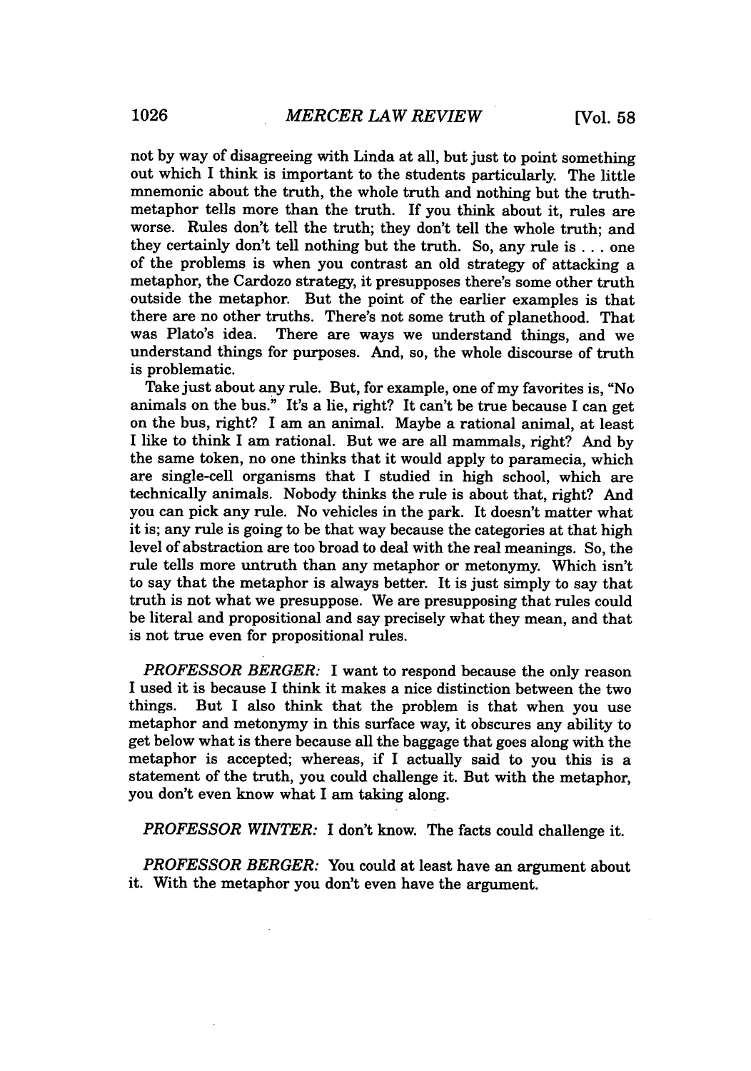not by way of disagreeing with Linda at all, but just to point something out which I think is important to the students particularly. The little mnemonic about the truth, the whole truth and nothing but the truth-metaphor tells more than the truth. If you think about it, rules are worse. Rules don't tell the truth; they don't tell the whole truth; and they certainly don't tell nothing but the truth. So, any rule is . . . one of the problems is when you contrast an old strategy of attacking a metaphor, the Cardozo strategy, it presupposes there's some other truth outside the metaphor. But the point of the earlier examples is that there are no other truths. There's not some truth of planethood. That was Plato's idea. There are ways we understand things, and we understand things for purposes. And, so, the whole discourse of truth is problematic.

Take just about any rule. But, for example, one of my favorites is, "No animals on the bus." It's a lie, right? It can't be true because I can get on the bus, right? I am an animal. Maybe a rational animal, at least I like to think I am rational. But we are all mammals, right? And by the same token, no one thinks that it would apply to paramecia, which are single-cell organisms that I studied in high school, which are technically animals. Nobody thinks the rule is about that, right? And you can pick any rule. No vehicles in the park. It doesn't matter what it is; any rule is going to be that way because the categories at that high level of abstraction are too broad to deal with the real meanings. So, the rule tells more untruth than any metaphor or metonymy. Which isn't to say that the metaphor is always better. It is just simply to say that truth is not what we presuppose. We are presupposing that rules could be literal and propositional and say precisely what they mean, and that is not true even for propositional rules.

*PROFESSOR BERGER:* I want to respond because the only reason I used it is because I think it makes a nice distinction between the two things. But I also think that the problem is that when you use metaphor and metonymy in this surface way, it obscures any ability to get below what is there because all the baggage that goes along with the metaphor is accepted; whereas, if I actually said to you this is a statement of the truth, you could challenge it. But with the metaphor, you don't even know what I am taking along.

*PROFESSOR WINTER:* I don't know. The facts could challenge it.

*PROFESSOR BERGER:* You could at least have an argument about it. With the metaphor you don't even have the argument.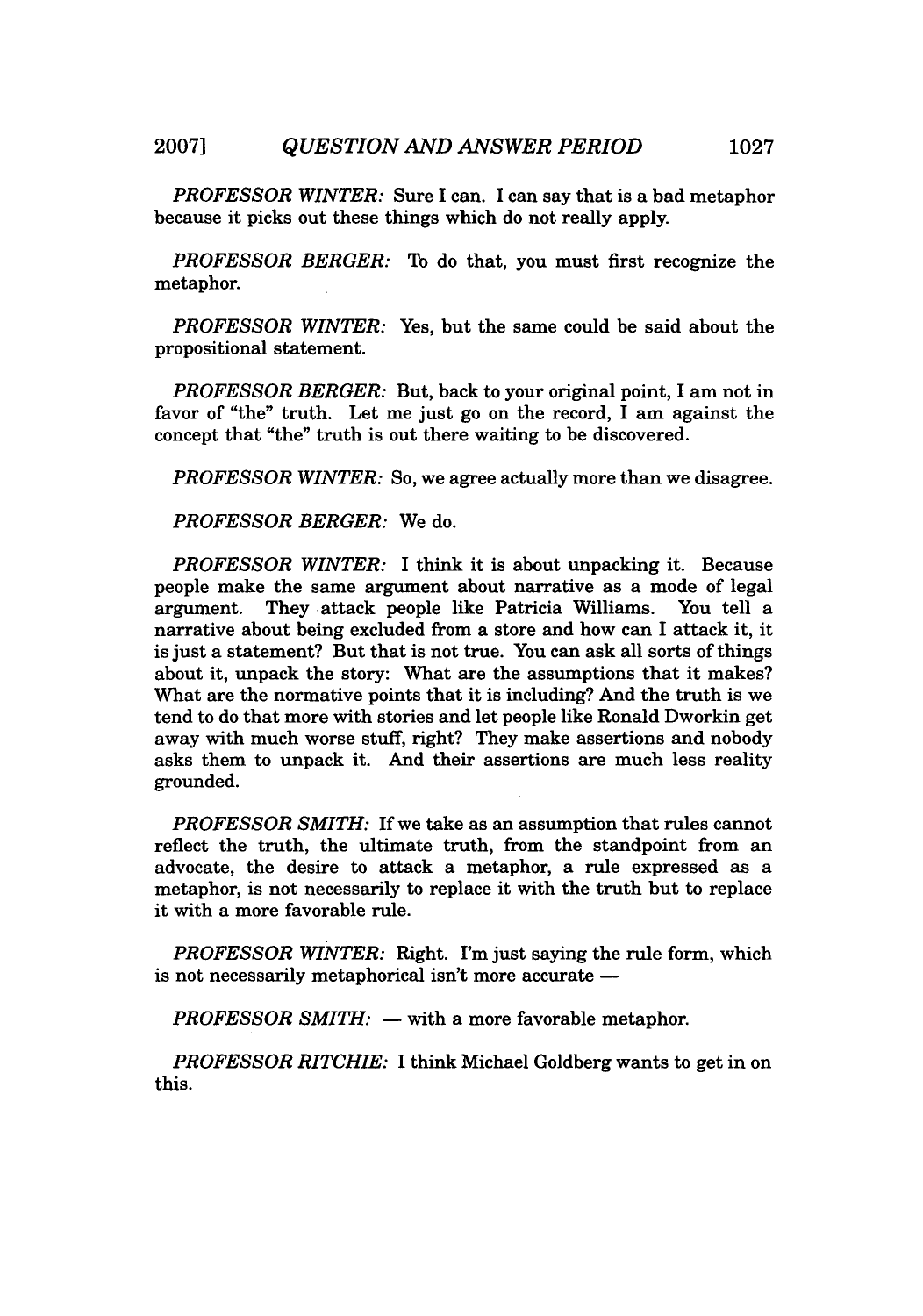*PROFESSOR WINTER:* Sure I can. I can say that is a bad metaphor because it picks out these things which do not really apply.

*PROFESSOR BERGER:* To do that, you must first recognize the metaphor.

*PROFESSOR WINTER:* Yes, but the same could be said about the propositional statement.

*PROFESSOR BERGER:* But, back to your original point, I am not in favor of "the" truth. Let me just go on the record, I am against the concept that "the" truth is out there waiting to be discovered.

*PROFESSOR WINTER:* So, we agree actually more than we disagree.

*PROFESSOR BERGER:* We do.

*PROFESSOR WINTER:* I think it is about unpacking it. Because people make the same argument about narrative as a mode of legal argument. They attack people like Patricia Williams. You tell a narrative about being excluded from a store and how can I attack it, it is just a statement? But that is not true. You can ask all sorts of things about it, unpack the story: What are the assumptions that it makes? What are the normative points that it is including? And the truth is we tend to do that more with stories and let people like Ronald Dworkin get away with much worse stuff, right? They make assertions and nobody asks them to unpack it. And their assertions are much less reality grounded.

*PROFESSOR SMITH:* If we take as an assumption that rules cannot reflect the truth, the ultimate truth, from the standpoint from an advocate, the desire to attack a metaphor, a rule expressed as a metaphor, is not necessarily to replace it with the truth but to replace it with a more favorable rule.

*PROFESSOR WINTER:* Right. I'm just saying the rule form, which is not necessarily metaphorical isn't more accurate —

*PROFESSOR SMITH:* — with a more favorable metaphor.

*PROFESSOR RITCHIE:* I think Michael Goldberg wants to get in on this.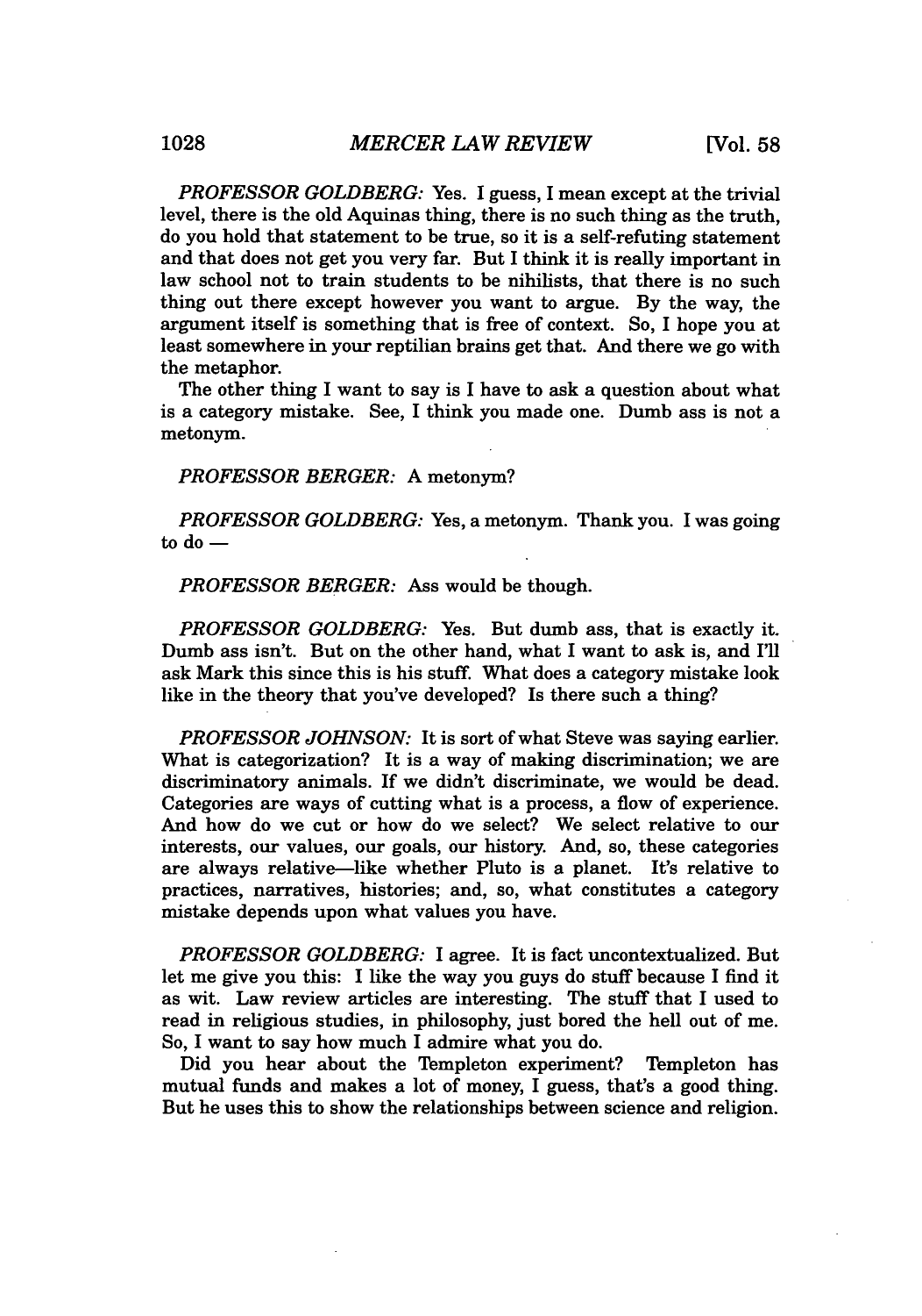*PROFESSOR GOLDBERG:* Yes. I guess, I mean except at the trivial level, there is the old Aquinas thing, there is no such thing as the truth, do you hold that statement to be true, so it is a self-refuting statement and that does not get you very far. But I think it is really important in law school not to train students to be nihilists, that there is no such thing out there except however you want to argue. By the way, the argument itself is something that is free of context. So, I hope you at least somewhere in your reptilian brains get that. And there we go with the metaphor.

The other thing I want to say is I have to ask a question about what is a category mistake. See, I think you made one. Dumb ass is not a metonym.

*PROFESSOR BERGER:* A metonym?

*PROFESSOR GOLDBERG:* Yes, a metonym. Thank you. I was going to do —

*PROFESSOR BERGER:* Ass would be though.

*PROFESSOR GOLDBERG:* Yes. But dumb ass, that is exactly it. Dumb ass isn't. But on the other hand, what I want to ask is, and I'll ask Mark this since this is his stuff. What does a category mistake look like in the theory that you've developed? Is there such a thing?

*PROFESSOR JOHNSON:* It is sort of what Steve was saying earlier. What is categorization? It is a way of making discrimination; we are discriminatory animals. If we didn't discriminate, we would be dead. Categories are ways of cutting what is a process, a flow of experience. And how do we cut or how do we select? We select relative to our interests, our values, our goals, our history. And, so, these categories are always relative—like whether Pluto is a planet. It's relative to practices, narratives, histories; and, so, what constitutes a category mistake depends upon what values you have.

*PROFESSOR GOLDBERG:* I agree. It is fact uncontextualized. But let me give you this: I like the way you guys do stuff because I find it as wit. Law review articles are interesting. The stuff that I used to read in religious studies, in philosophy, just bored the hell out of me. So, I want to say how much I admire what you do.

Did you hear about the Templeton experiment? Templeton has mutual funds and makes a lot of money, I guess, that's a good thing. But he uses this to show the relationships between science and religion.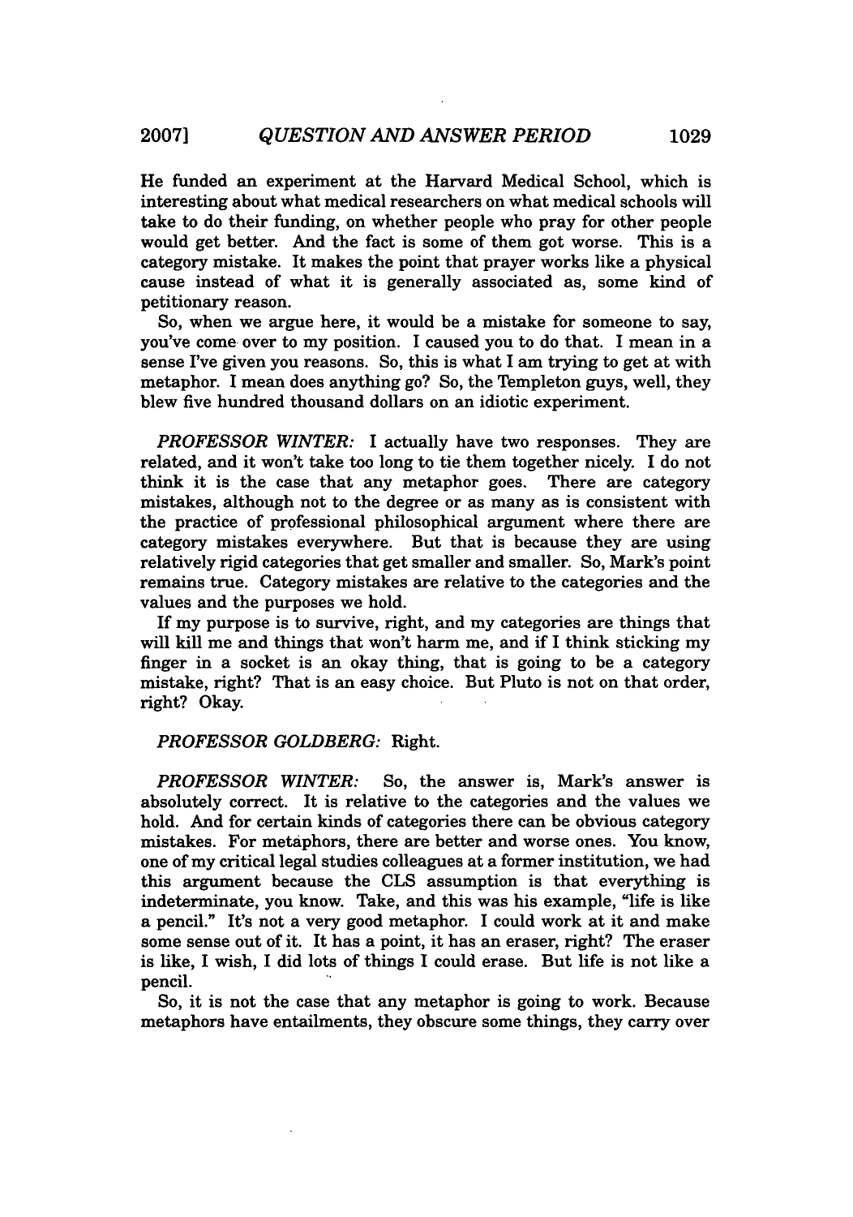He funded an experiment at the Harvard Medical School, which is interesting about what medical researchers on what medical schools will take to do their funding, on whether people who pray for other people would get better. And the fact is some of them got worse. This is a category mistake. It makes the point that prayer works like a physical cause instead of what it is generally associated as, some kind of petitionary reason.

So, when we argue here, it would be a mistake for someone to say, you've come over to my position. I caused you to do that. I mean in a sense I've given you reasons. So, this is what I am trying to get at with metaphor. I mean does anything go? So, the Templeton guys, well, they blew five hundred thousand dollars on an idiotic experiment.

*PROFESSOR WINTER:* I actually have two responses. They are related, and it won't take too long to tie them together nicely. I do not think it is the case that any metaphor goes. There are category mistakes, although not to the degree or as many as is consistent with the practice of professional philosophical argument where there are category mistakes everywhere. But that is because they are using relatively rigid categories that get smaller and smaller. So, Mark's point remains true. Category mistakes are relative to the categories and the values and the purposes we hold.

If my purpose is to survive, right, and my categories are things that will kill me and things that won't harm me, and if I think sticking my finger in a socket is an okay thing, that is going to be a category mistake, right? That is an easy choice. But Pluto is not on that order, right? Okay.

*PROFESSOR GOLDBERG:* Right.

*PROFESSOR WINTER:* So, the answer is, Mark's answer is absolutely correct. It is relative to the categories and the values we hold. And for certain kinds of categories there can be obvious category mistakes. For metaphors, there are better and worse ones. You know, one of my critical legal studies colleagues at a former institution, we had this argument because the CLS assumption is that everything is indeterminate, you know. Take, and this was his example, "life is like a pencil." It's not a very good metaphor. I could work at it and make some sense out of it. It has a point, it has an eraser, right? The eraser is like, I wish, I did lots of things I could erase. But life is not like a pencil.

So, it is not the case that any metaphor is going to work. Because metaphors have entailments, they obscure some things, they carry over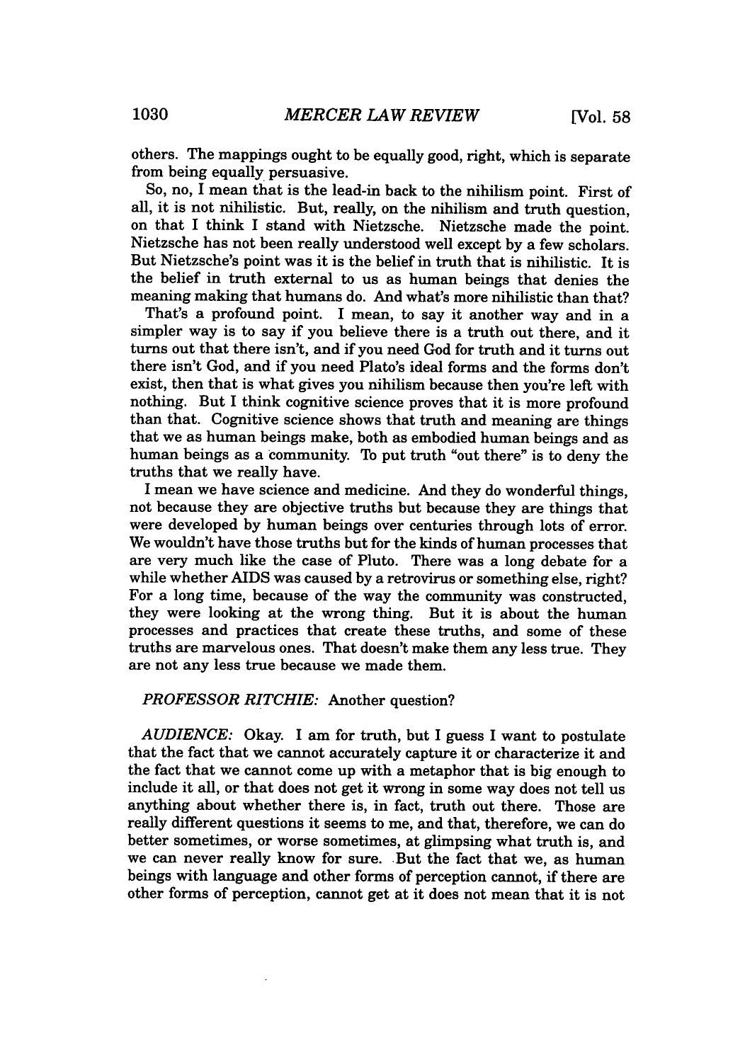others. The mappings ought to be equally good, right, which is separate from being equally persuasive.

So, no, I mean that is the lead-in back to the nihilism point. First of all, it is not nihilistic. But, really, on the nihilism and truth question, on that I think I stand with Nietzsche. Nietzsche made the point. Nietzsche has not been really understood well except by a few scholars. But Nietzsche's point was it is the belief in truth that is nihilistic. It is the belief in truth external to us as human beings that denies the meaning making that humans do. And what's more nihilistic than that?

That's a profound point. I mean, to say it another way and in a simpler way is to say if you believe there is a truth out there, and it turns out that there isn't, and if you need God for truth and it turns out there isn't God, and if you need Plato's ideal forms and the forms don't exist, then that is what gives you nihilism because then you're left with nothing. But I think cognitive science proves that it is more profound than that. Cognitive science shows that truth and meaning are things that we as human beings make, both as embodied human beings and as human beings as a community. To put truth "out there" is to deny the truths that we really have.

I mean we have science and medicine. And they do wonderful things, not because they are objective truths but because they are things that were developed by human beings over centuries through lots of error. We wouldn't have those truths but for the kinds of human processes that are very much like the case of Pluto. There was a long debate for a while whether AIDS was caused by a retrovirus or something else, right? For a long time, because of the way the community was constructed, they were looking at the wrong thing. But it is about the human processes and practices that create these truths, and some of these truths are marvelous ones. That doesn't make them any less true. They are not any less true because we made them.

*PROFESSOR RITCHIE:* Another question?

*AUDIENCE:* Okay. I am for truth, but I guess I want to postulate that the fact that we cannot accurately capture it or characterize it and the fact that we cannot come up with a metaphor that is big enough to include it all, or that does not get it wrong in some way does not tell us anything about whether there is, in fact, truth out there. Those are really different questions it seems to me, and that, therefore, we can do better sometimes, or worse sometimes, at glimpsing what truth is, and we can never really know for sure. But the fact that we, as human beings with language and other forms of perception cannot, if there are other forms of perception, cannot get at it does not mean that it is not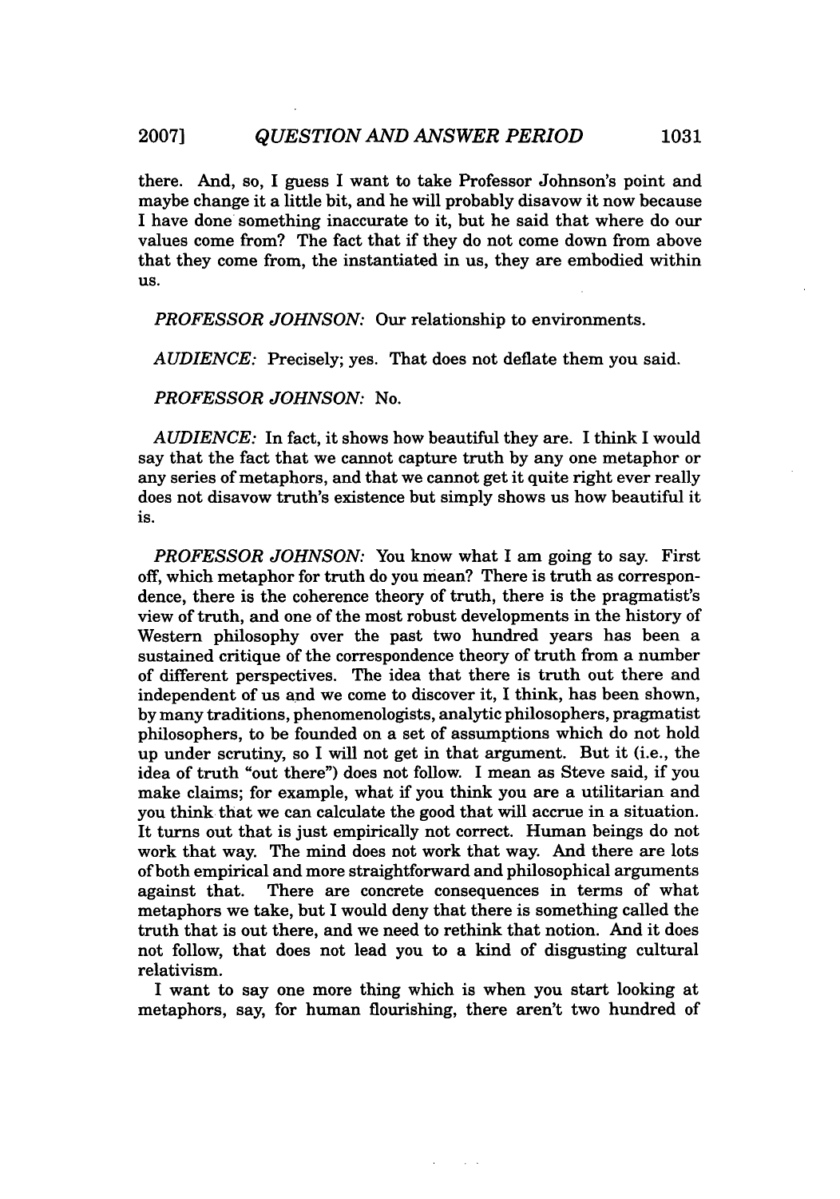there. And, so, I guess I want to take Professor Johnson's point and maybe change it a little bit, and he will probably disavow it now because I have done something inaccurate to it, but he said that where do our values come from? The fact that if they do not come down from above that they come from, the instantiated in us, they are embodied within us.

*PROFESSOR JOHNSON:* Our relationship to environments.

*AUDIENCE:* Precisely; yes. That does not deflate them you said.

*PROFESSOR JOHNSON:* No.

*AUDIENCE:* In fact, it shows how beautiful they are. I think I would say that the fact that we cannot capture truth by any one metaphor or any series of metaphors, and that we cannot get it quite right ever really does not disavow truth's existence but simply shows us how beautiful it is.

*PROFESSOR JOHNSON:* You know what I am going to say. First off, which metaphor for truth do you mean? There is truth as correspondence, there is the coherence theory of truth, there is the pragmatist's view of truth, and one of the most robust developments in the history of Western philosophy over the past two hundred years has been a sustained critique of the correspondence theory of truth from a number of different perspectives. The idea that there is truth out there and independent of us and we come to discover it, I think, has been shown, by many traditions, phenomenologists, analytic philosophers, pragmatist philosophers, to be founded on a set of assumptions which do not hold up under scrutiny, so I will not get in that argument. But it (i.e., the idea of truth "out there") does not follow. I mean as Steve said, if you make claims; for example, what if you think you are a utilitarian and you think that we can calculate the good that will accrue in a situation. It turns out that is just empirically not correct. Human beings do not work that way. The mind does not work that way. And there are lots of both empirical and more straightforward and philosophical arguments against that. There are concrete consequences in terms of what metaphors we take, but I would deny that there is something called the truth that is out there, and we need to rethink that notion. And it does not follow, that does not lead you to a kind of disgusting cultural relativism.

I want to say one more thing which is when you start looking at metaphors, say, for human flourishing, there aren't two hundred of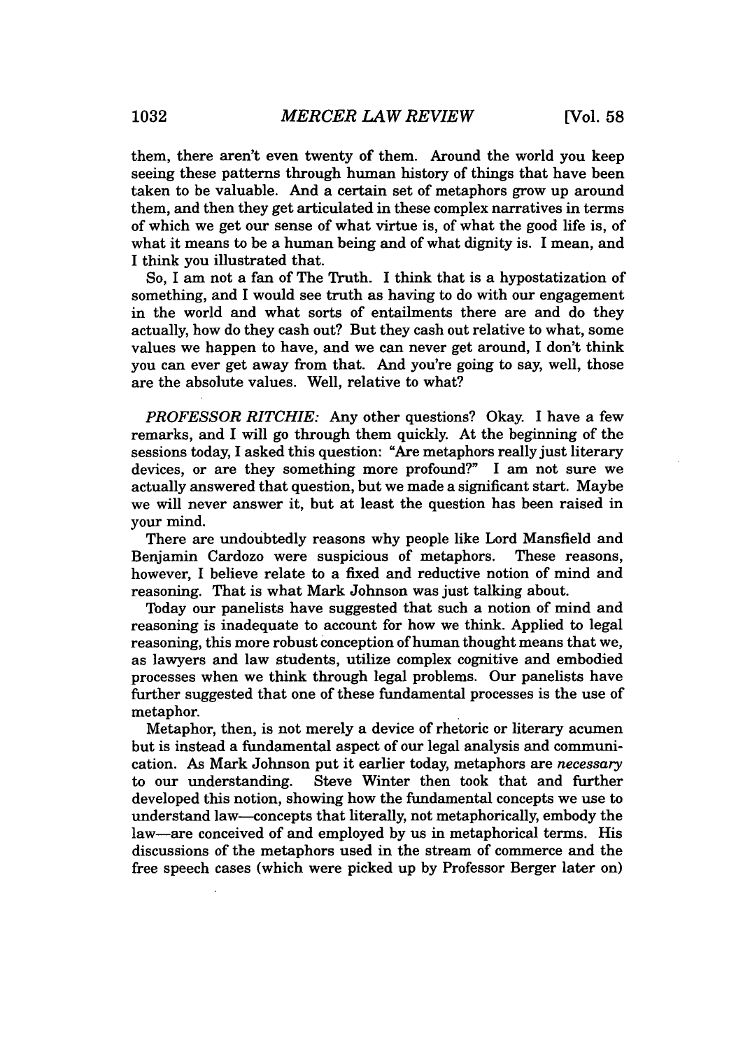them, there aren't even twenty of them. Around the world you keep seeing these patterns through human history of things that have been taken to be valuable. And a certain set of metaphors grow up around them, and then they get articulated in these complex narratives in terms of which we get our sense of what virtue is, of what the good life is, of what it means to be a human being and of what dignity is. I mean, and I think you illustrated that.

So, I am not a fan of The Truth. I think that is a hypostatization of something, and I would see truth as having to do with our engagement in the world and what sorts of entailments there are and do they actually, how do they cash out? But they cash out relative to what, some values we happen to have, and we can never get around, I don't think you can ever get away from that. And you're going to say, well, those are the absolute values. Well, relative to what?

*PROFESSOR RITCHIE:* Any other questions? Okay. I have a few remarks, and I will go through them quickly. At the beginning of the sessions today, I asked this question: "Are metaphors really just literary devices, or are they something more profound?" I am not sure we actually answered that question, but we made a significant start. Maybe we will never answer it, but at least the question has been raised in your mind.

There are undoubtedly reasons why people like Lord Mansfield and Benjamin Cardozo were suspicious of metaphors. These reasons, however, I believe relate to a fixed and reductive notion of mind and reasoning. That is what Mark Johnson was just talking about.

Today our panelists have suggested that such a notion of mind and reasoning is inadequate to account for how we think. Applied to legal reasoning, this more robust conception of human thought means that we, as lawyers and law students, utilize complex cognitive and embodied processes when we think through legal problems. Our panelists have further suggested that one of these fundamental processes is the use of metaphor.

Metaphor, then, is not merely a device of rhetoric or literary acumen but is instead a fundamental aspect of our legal analysis and communication. As Mark Johnson put it earlier today, metaphors are *necessary* to our understanding. Steve Winter then took that and further developed this notion, showing how the fundamental concepts we use to understand law—concepts that literally, not metaphorically, embody the law—are conceived of and employed by us in metaphorical terms. His discussions of the metaphors used in the stream of commerce and the free speech cases (which were picked up by Professor Berger later on)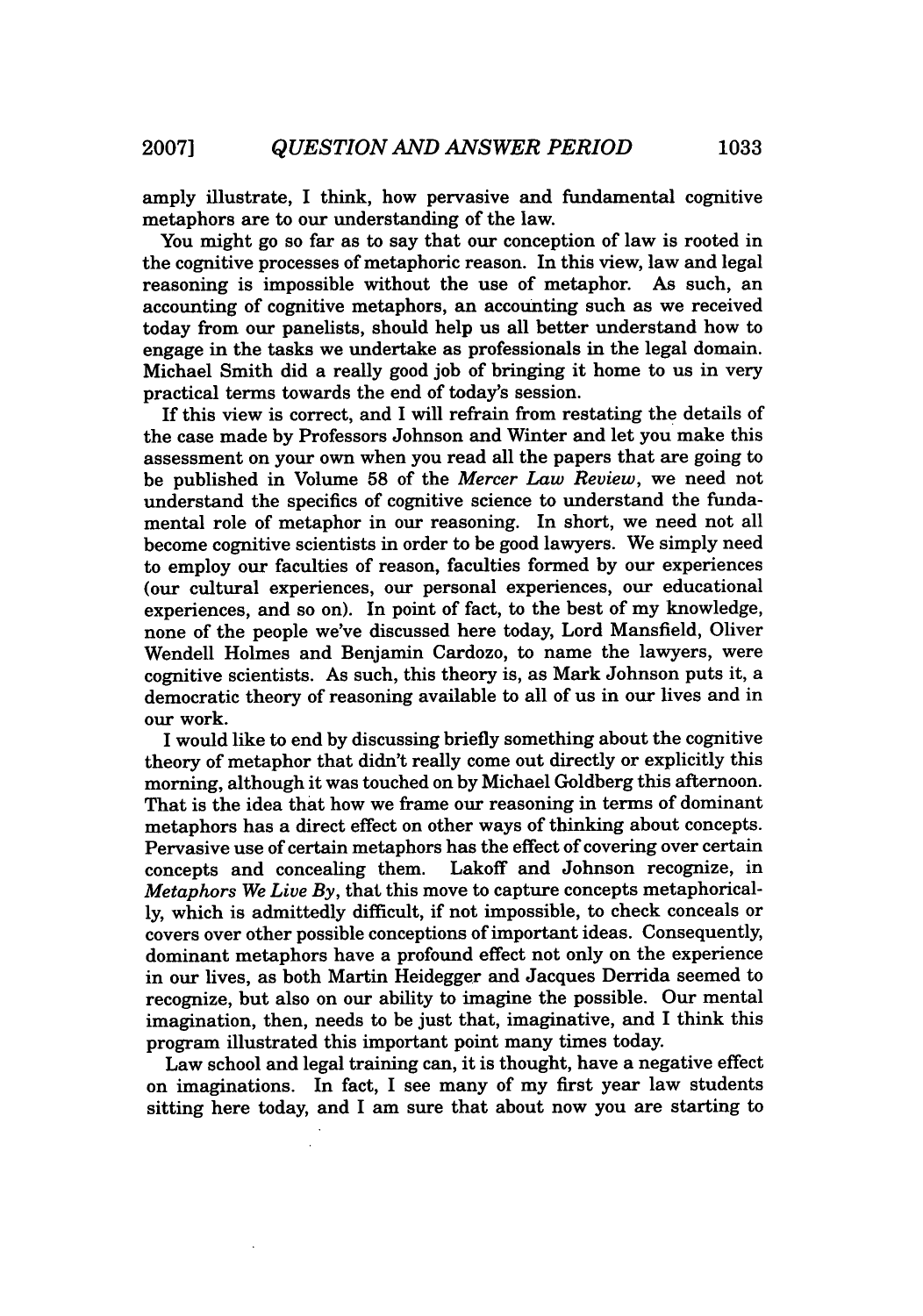amply illustrate, I think, how pervasive and fundamental cognitive metaphors are to our understanding of the law.

You might go so far as to say that our conception of law is rooted in the cognitive processes of metaphoric reason. In this view, law and legal reasoning is impossible without the use of metaphor. As such, an accounting of cognitive metaphors, an accounting such as we received today from our panelists, should help us all better understand how to engage in the tasks we undertake as professionals in the legal domain. Michael Smith did a really good job of bringing it home to us in very practical terms towards the end of today's session.

If this view is correct, and I will refrain from restating the details of the case made by Professors Johnson and Winter and let you make this assessment on your own when you read all the papers that are going to be published in Volume 58 of the *Mercer Law Review*, we need not understand the specifics of cognitive science to understand the fundamental role of metaphor in our reasoning. In short, we need not all become cognitive scientists in order to be good lawyers. We simply need to employ our faculties of reason, faculties formed by our experiences (our cultural experiences, our personal experiences, our educational experiences, and so on). In point of fact, to the best of my knowledge, none of the people we've discussed here today, Lord Mansfield, Oliver Wendell Holmes and Benjamin Cardozo, to name the lawyers, were cognitive scientists. As such, this theory is, as Mark Johnson puts it, a democratic theory of reasoning available to all of us in our lives and in our work.

I would like to end by discussing briefly something about the cognitive theory of metaphor that didn't really come out directly or explicitly this morning, although it was touched on by Michael Goldberg this afternoon. That is the idea that how we frame our reasoning in terms of dominant metaphors has a direct effect on other ways of thinking about concepts. Pervasive use of certain metaphors has the effect of covering over certain concepts and concealing them. Lakoff and Johnson recognize, in *Metaphors We Live By*, that this move to capture concepts metaphorically, which is admittedly difficult, if not impossible, to check conceals or covers over other possible conceptions of important ideas. Consequently, dominant metaphors have a profound effect not only on the experience in our lives, as both Martin Heidegger and Jacques Derrida seemed to recognize, but also on our ability to imagine the possible. Our mental imagination, then, needs to be just that, imaginative, and I think this program illustrated this important point many times today.

Law school and legal training can, it is thought, have a negative effect on imaginations. In fact, I see many of my first year law students sitting here today, and I am sure that about now you are starting to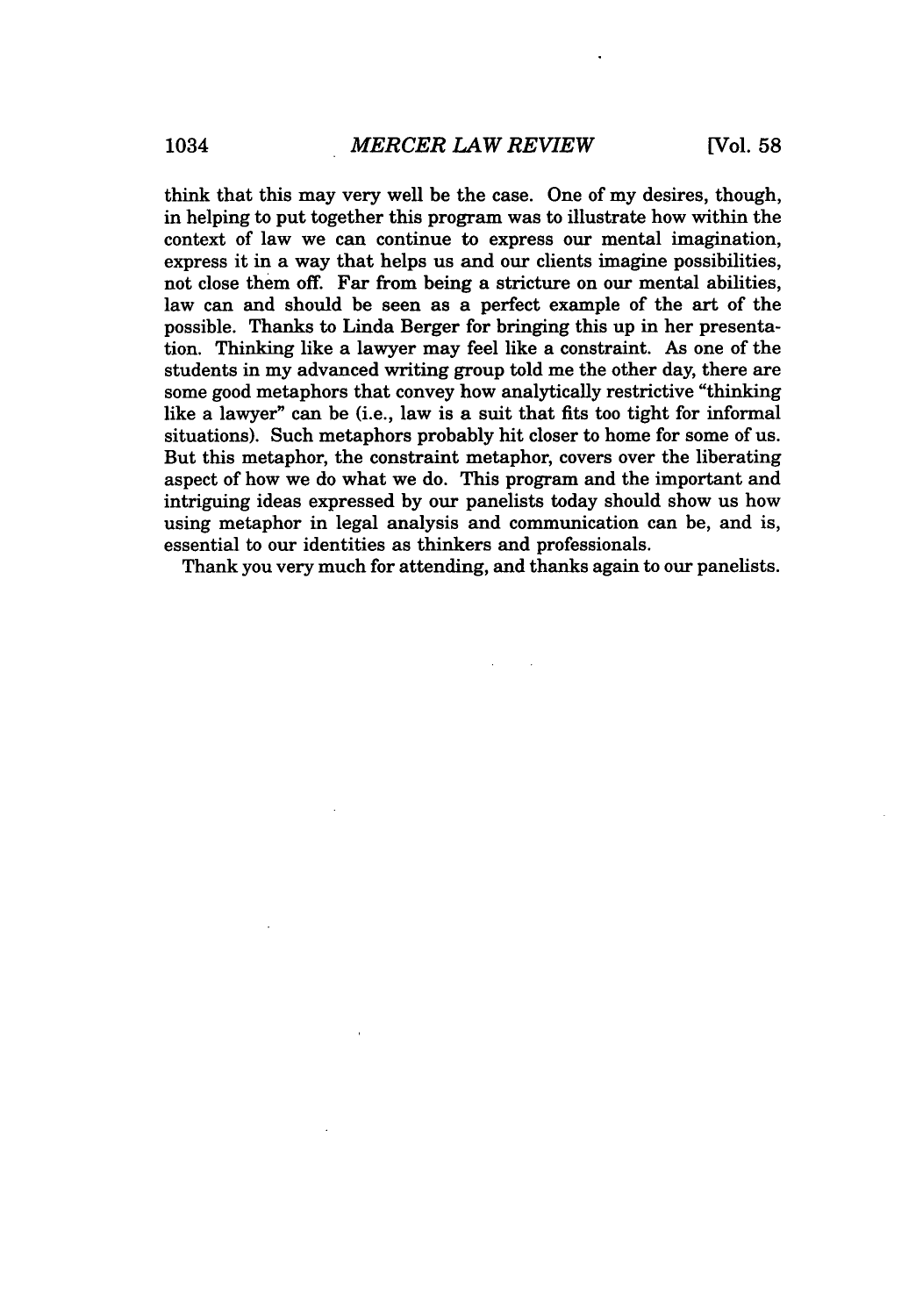think that this may very well be the case. One of my desires, though, in helping to put together this program was to illustrate how within the context of law we can continue to express our mental imagination, express it in a way that helps us and our clients imagine possibilities, not close them off. Far from being a stricture on our mental abilities, law can and should be seen as a perfect example of the art of the possible. Thanks to Linda Berger for bringing this up in her presentation. Thinking like a lawyer may feel like a constraint. As one of the students in my advanced writing group told me the other day, there are some good metaphors that convey how analytically restrictive "thinking like a lawyer" can be (i.e., law is a suit that fits too tight for informal situations). Such metaphors probably hit closer to home for some of us. But this metaphor, the constraint metaphor, covers over the liberating aspect of how we do what we do. This program and the important and intriguing ideas expressed by our panelists today should show us how using metaphor in legal analysis and communication can be, and is, essential to our identities as thinkers and professionals.

Thank you very much for attending, and thanks again to our panelists.